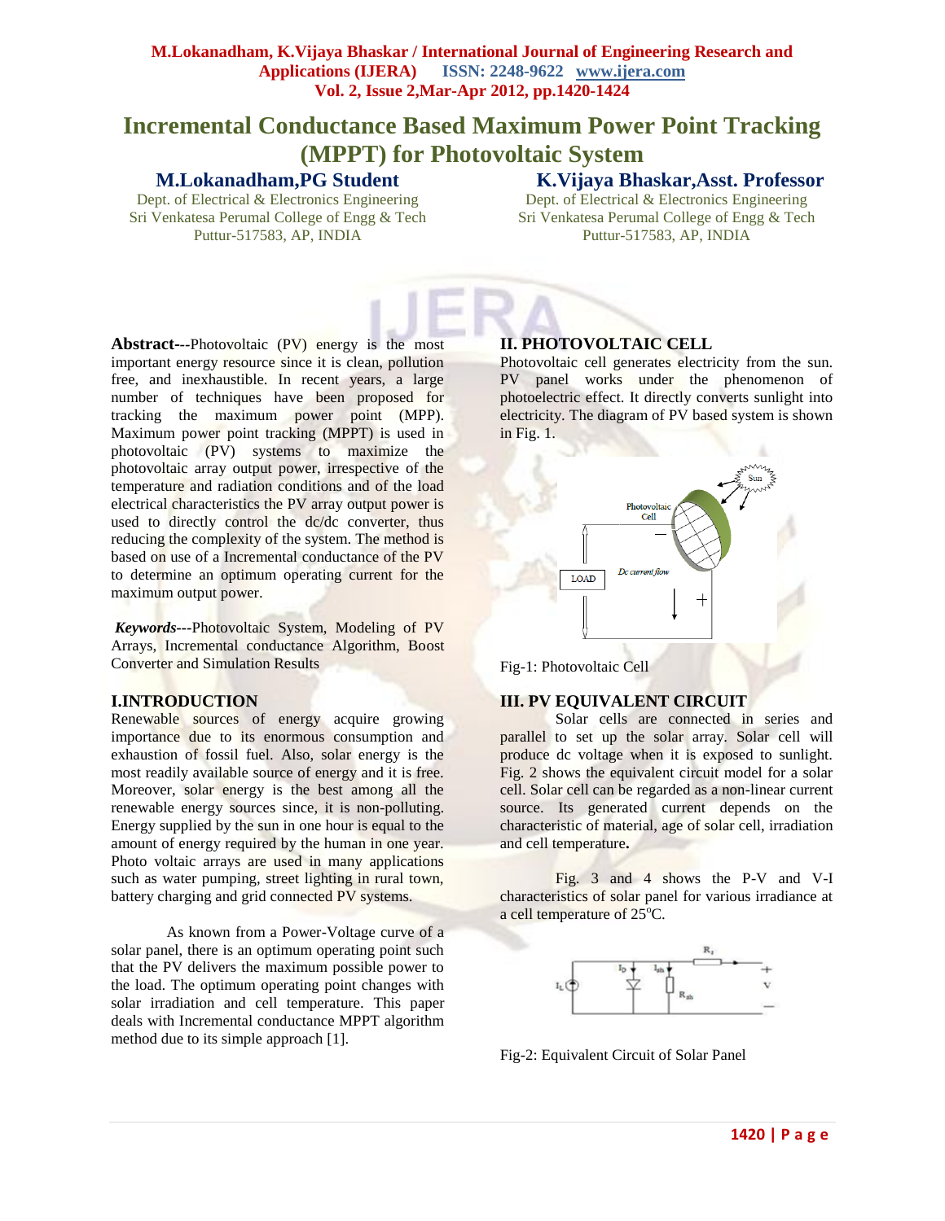# Incremental Conductance Based Maximum Power Point Tracking (MPPT) for Photovoltaic System

**M.Lokanadham, PG Student**
Dept. of Electrical & Electronics Engineering
Sri Venkatesa Perumal College of Engg & Tech
Puttur-517583, AP, INDIA

**K.Vijaya Bhaskar, Asst. Professor**
Dept. of Electrical & Electronics Engineering
Sri Venkatesa Perumal College of Engg & Tech
Puttur-517583, AP, INDIA

**Abstract---**Photovoltaic (PV) energy is the most important energy resource since it is clean, pollution free, and inexhaustible. In recent years, a large number of techniques have been proposed for tracking the maximum power point (MPP). Maximum power point tracking (MPPT) is used in photovoltaic (PV) systems to maximize the photovoltaic array output power, irrespective of the temperature and radiation conditions and of the load electrical characteristics the PV array output power is used to directly control the dc/dc converter, thus reducing the complexity of the system. The method is based on use of a Incremental conductance of the PV to determine an optimum operating current for the maximum output power.

***Keywords---***Photovoltaic System, Modeling of PV Arrays, Incremental conductance Algorithm, Boost Converter and Simulation Results

## I.INTRODUCTION

Renewable sources of energy acquire growing importance due to its enormous consumption and exhaustion of fossil fuel. Also, solar energy is the most readily available source of energy and it is free. Moreover, solar energy is the best among all the renewable energy sources since, it is non-polluting. Energy supplied by the sun in one hour is equal to the amount of energy required by the human in one year. Photo voltaic arrays are used in many applications such as water pumping, street lighting in rural town, battery charging and grid connected PV systems.

As known from a Power-Voltage curve of a solar panel, there is an optimum operating point such that the PV delivers the maximum possible power to the load. The optimum operating point changes with solar irradiation and cell temperature. This paper deals with Incremental conductance MPPT algorithm method due to its simple approach [1].

## II. PHOTOVOLTAIC CELL

Photovoltaic cell generates electricity from the sun. PV panel works under the phenomenon of photoelectric effect. It directly converts sunlight into electricity. The diagram of PV based system is shown in Fig. 1.

Fig-1: Photovoltaic Cell

## III. PV EQUIVALENT CIRCUIT

Solar cells are connected in series and parallel to set up the solar array. Solar cell will produce dc voltage when it is exposed to sunlight. Fig. 2 shows the equivalent circuit model for a solar cell. Solar cell can be regarded as a non-linear current source. Its generated current depends on the characteristic of material, age of solar cell, irradiation and cell temperature**.**

Fig. 3 and 4 shows the P-V and V-I characteristics of solar panel for various irradiance at a cell temperature of 25°C.

Fig-2: Equivalent Circuit of Solar Panel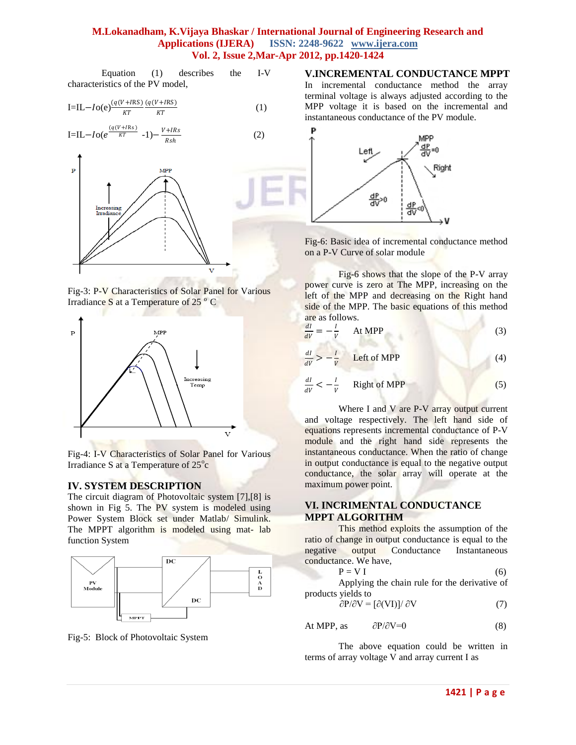Equation (1) describes the I-V characteristics of the PV model,

$$I = IL - Io(e)^{\frac{(q(V+IRS)}{KT}} \frac{(q(V+IRS)}{KT} \quad (1)$$

$$I = IL - Io(e^{\frac{(q(V+IRs)}{KT}} - 1) - \frac{V+IRs}{Rsh} \quad (2)$$

Fig-3: P-V Characteristics of Solar Panel for Various Irradiance S at a Temperature of 25 $^o$ C

Fig-4: I-V Characteristics of Solar Panel for Various Irradiance S at a Temperature of 25$^o$c

## IV. SYSTEM DESCRIPTION

The circuit diagram of Photovoltaic system [7],[8] is shown in Fig 5. The PV system is modeled using Power System Block set under Matlab/ Simulink. The MPPT algorithm is modeled using mat- lab function System

Fig-5: Block of Photovoltaic System

## V.INCREMENTAL CONDUCTANCE MPPT

In incremental conductance method the terminal voltage is always adjusted according to the MPP voltage it is based on the incremental and instantaneous conductance of the PV module.

Fig-6: Basic idea of incremental conductance method on a P-V Curve of solar module

Fig-6 shows that the slope of the P-V array power curve is zero at The MPP, increasing on the left of the MPP and decreasing on the Right hand side of the MPP. The basic equations of this method are as follows.

$$\frac{dI}{dV} = -\frac{I}{V} \quad \text{At MPP} \quad (3)$$

$$\frac{dI}{dV} > -\frac{I}{V} \quad \text{Left of MPP} \quad (4)$$

$$\frac{dI}{dV} < -\frac{I}{V} \quad \text{Right of MPP} \quad (5)$$

Where I and V are P-V array output current and voltage respectively. The left hand side of equations represents incremental conductance of P-V module and the right hand side represents the instantaneous conductance. When the ratio of change in output conductance is equal to the negative output conductance, the solar array will operate at the maximum power point.

## VI. INCRIMENTAL CONDUCTANCE MPPT ALGORITHM

This method exploits the assumption of the ratio of change in output conductance is equal to the negative output Conductance Instantaneous conductance. We have,

$$P = V\,I \quad (6)$$

Applying the chain rule for the derivative of products yields to

$$\partial P/\partial V = [\partial(VI)]/\partial V \quad (7)$$

At MPP, as $\quad \partial P/\partial V = 0 \quad (8)$

The above equation could be written in terms of array voltage V and array current I as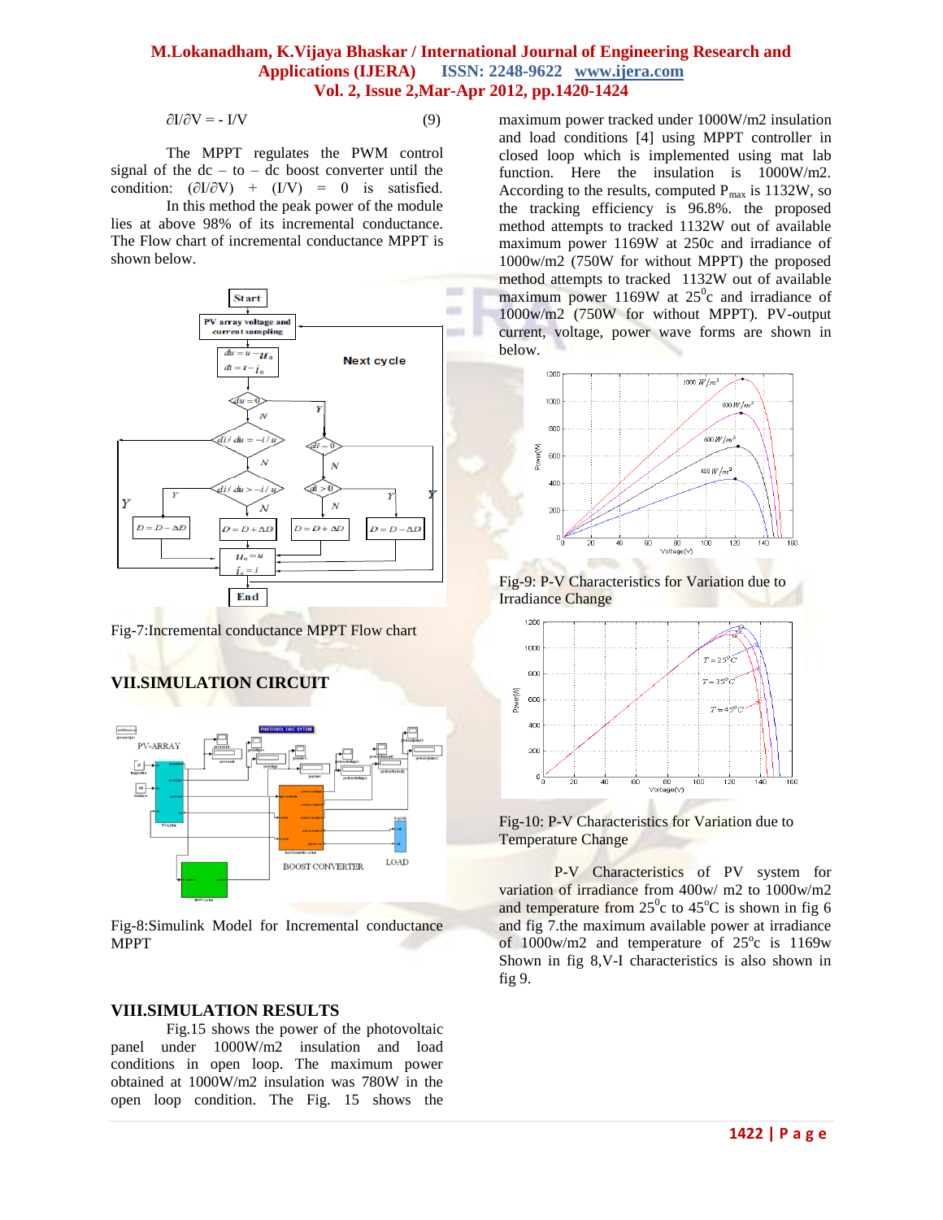$$\partial I/\partial V = - I/V \qquad (9)$$

The MPPT regulates the PWM control signal of the dc – to – dc boost converter until the condition: $(\partial I/\partial V) + (I/V) = 0$ is satisfied.

In this method the peak power of the module lies at above 98% of its incremental conductance. The Flow chart of incremental conductance MPPT is shown below.

Fig-7:Incremental conductance MPPT Flow chart

## VII.SIMULATION CIRCUIT

Fig-8:Simulink Model for Incremental conductance MPPT

## VIII.SIMULATION RESULTS

Fig.15 shows the power of the photovoltaic panel under 1000W/m2 insulation and load conditions in open loop. The maximum power obtained at 1000W/m2 insulation was 780W in the open loop condition. The Fig. 15 shows the maximum power tracked under 1000W/m2 insulation and load conditions [4] using MPPT controller in closed loop which is implemented using mat lab function. Here the insulation is 1000W/m2. According to the results, computed $P_{max}$ is 1132W, so the tracking efficiency is 96.8%. the proposed method attempts to tracked 1132W out of available maximum power 1169W at 250c and irradiance of 1000w/m2 (750W for without MPPT) the proposed method attempts to tracked 1132W out of available maximum power 1169W at $25^{0}$c and irradiance of 1000w/m2 (750W for without MPPT). PV-output current, voltage, power wave forms are shown in below.

Fig-9: P-V Characteristics for Variation due to Irradiance Change

Fig-10: P-V Characteristics for Variation due to Temperature Change

P-V Characteristics of PV system for variation of irradiance from 400w/ m2 to 1000w/m2 and temperature from $25^{0}$c to $45^{o}$C is shown in fig 6 and fig 7.the maximum available power at irradiance of 1000w/m2 and temperature of $25^{o}$c is 1169w Shown in fig 8,V-I characteristics is also shown in fig 9.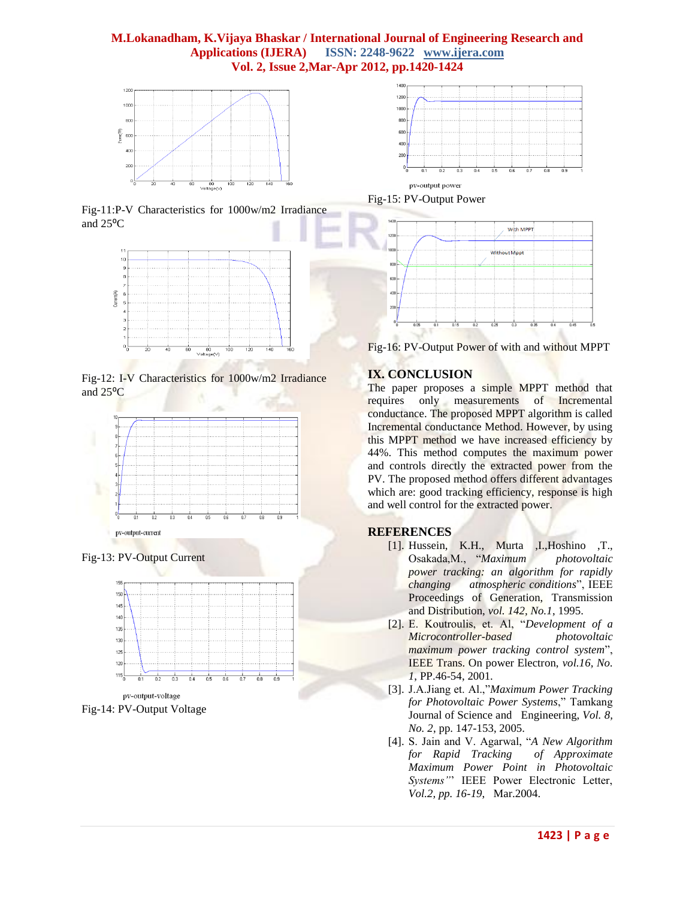Fig-11:P-V Characteristics for 1000w/m2 Irradiance and 25⁰C

Fig-12: I-V Characteristics for 1000w/m2 Irradiance and 25⁰C

pv-output-current

Fig-13: PV-Output Current

pv-output-voltage

Fig-14: PV-Output Voltage

pv-output power

Fig-15: PV-Output Power

Fig-16: PV-Output Power of with and without MPPT

## IX. CONCLUSION

The paper proposes a simple MPPT method that requires only measurements of Incremental conductance. The proposed MPPT algorithm is called Incremental conductance Method. However, by using this MPPT method we have increased efficiency by 44%. This method computes the maximum power and controls directly the extracted power from the PV. The proposed method offers different advantages which are: good tracking efficiency, response is high and well control for the extracted power.

## REFERENCES

[1]. Hussein, K.H., Murta ,I.,Hoshino ,T., Osakada,M., "*Maximum photovoltaic power tracking: an algorithm for rapidly changing atmospheric conditions*", IEEE Proceedings of Generation, Transmission and Distribution, *vol. 142, No.1*, 1995.

[2]. E. Koutroulis, et. Al, "*Development of a Microcontroller-based photovoltaic maximum power tracking control system*", IEEE Trans. On power Electron, *vol.16, No. 1*, PP.46-54, 2001.

[3]. J.A.Jiang et. Al.,"*Maximum Power Tracking for Photovoltaic Power Systems*," Tamkang Journal of Science and Engineering, *Vol. 8, No. 2*, pp. 147-153, 2005.

[4]. S. Jain and V. Agarwal, "*A New Algorithm for Rapid Tracking of Approximate Maximum Power Point in Photovoltaic Systems"*" IEEE Power Electronic Letter, *Vol.2, pp. 16-19,* Mar.2004.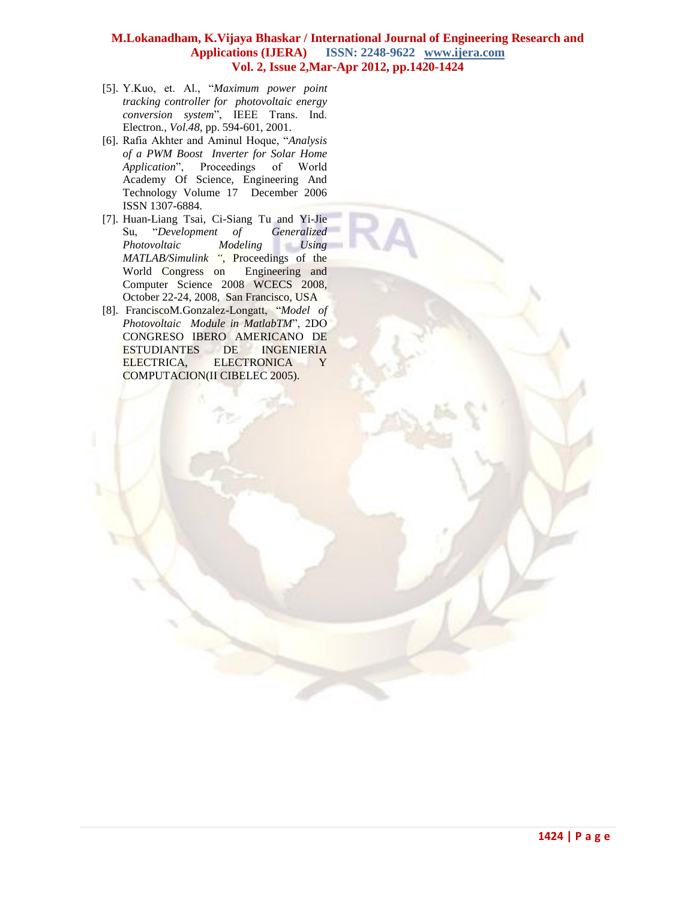[5]. Y.Kuo, et. Al., "*Maximum power point tracking controller for photovoltaic energy conversion system*", IEEE Trans. Ind. Electron*., Vol.48*, pp. 594-601, 2001.

[6]. Rafia Akhter and Aminul Hoque, "*Analysis of a PWM Boost Inverter for Solar Home Application*", Proceedings of World Academy Of Science, Engineering And Technology Volume 17 December 2006 ISSN 1307-6884.

[7]. Huan-Liang Tsai, Ci-Siang Tu and Yi-Jie Su, "*Development of Generalized Photovoltaic Modeling Using MATLAB/Simulink "*, Proceedings of the World Congress on Engineering and Computer Science 2008 WCECS 2008, October 22-24, 2008, San Francisco, USA

[8]. FranciscoM.Gonzalez-Longatt, "*Model of Photovoltaic Module in MatlabTM*", 2DO CONGRESO IBERO AMERICANO DE ESTUDIANTES DE INGENIERIA ELECTRICA, ELECTRONICA Y COMPUTACION(II CIBELEC 2005).